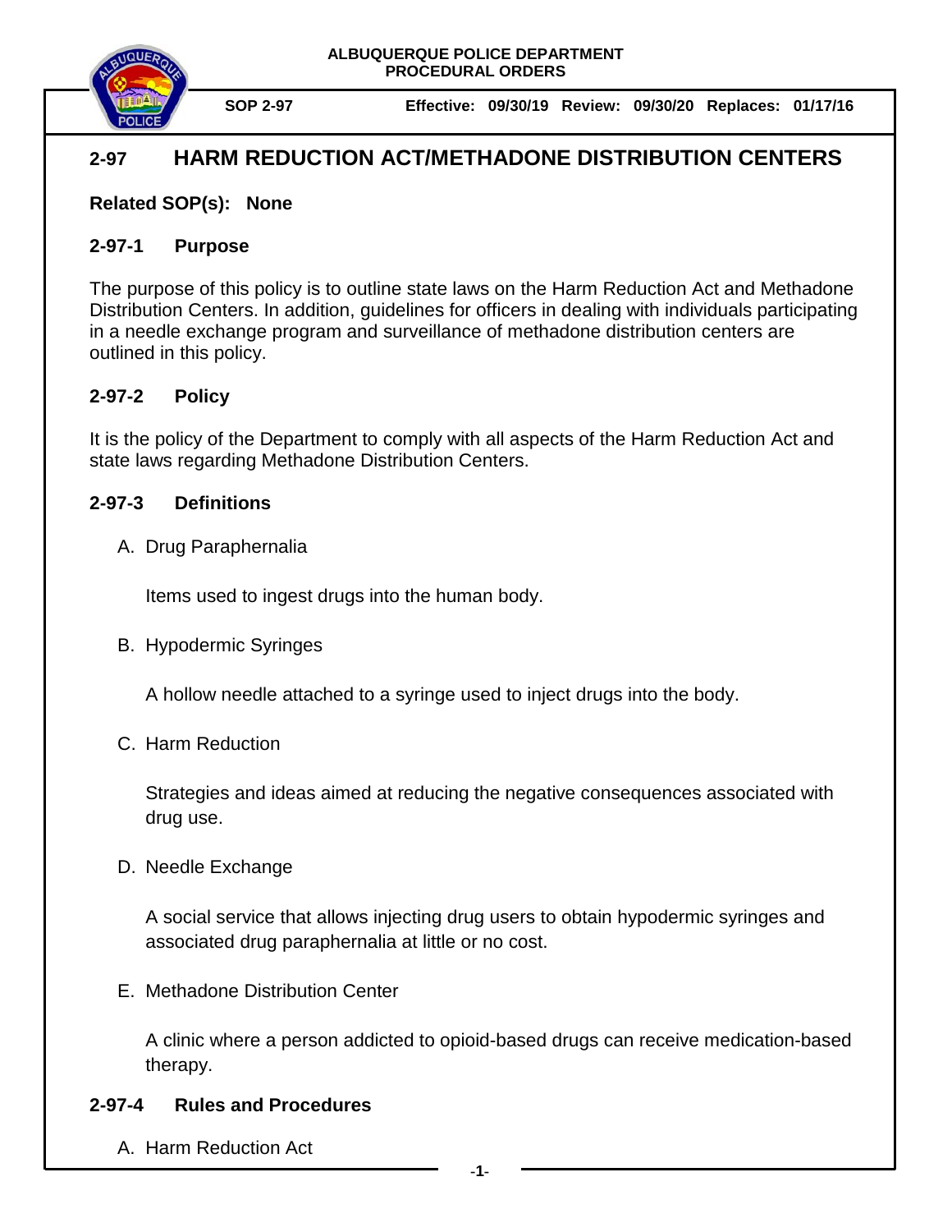ALBUQUERQUE POLICE DEPARTMENT
PROCEDURAL ORDERS

**SOP 2-97** **Effective: 09/30/19 Review: 09/30/20 Replaces: 01/17/16**

# 2-97 HARM REDUCTION ACT/METHADONE DISTRIBUTION CENTERS

**Related SOP(s): None**

## 2-97-1 Purpose

The purpose of this policy is to outline state laws on the Harm Reduction Act and Methadone Distribution Centers. In addition, guidelines for officers in dealing with individuals participating in a needle exchange program and surveillance of methadone distribution centers are outlined in this policy.

## 2-97-2 Policy

It is the policy of the Department to comply with all aspects of the Harm Reduction Act and state laws regarding Methadone Distribution Centers.

## 2-97-3 Definitions

A. Drug Paraphernalia

   Items used to ingest drugs into the human body.

B. Hypodermic Syringes

   A hollow needle attached to a syringe used to inject drugs into the body.

C. Harm Reduction

   Strategies and ideas aimed at reducing the negative consequences associated with drug use.

D. Needle Exchange

   A social service that allows injecting drug users to obtain hypodermic syringes and associated drug paraphernalia at little or no cost.

E. Methadone Distribution Center

   A clinic where a person addicted to opioid-based drugs can receive medication-based therapy.

## 2-97-4 Rules and Procedures

A. Harm Reduction Act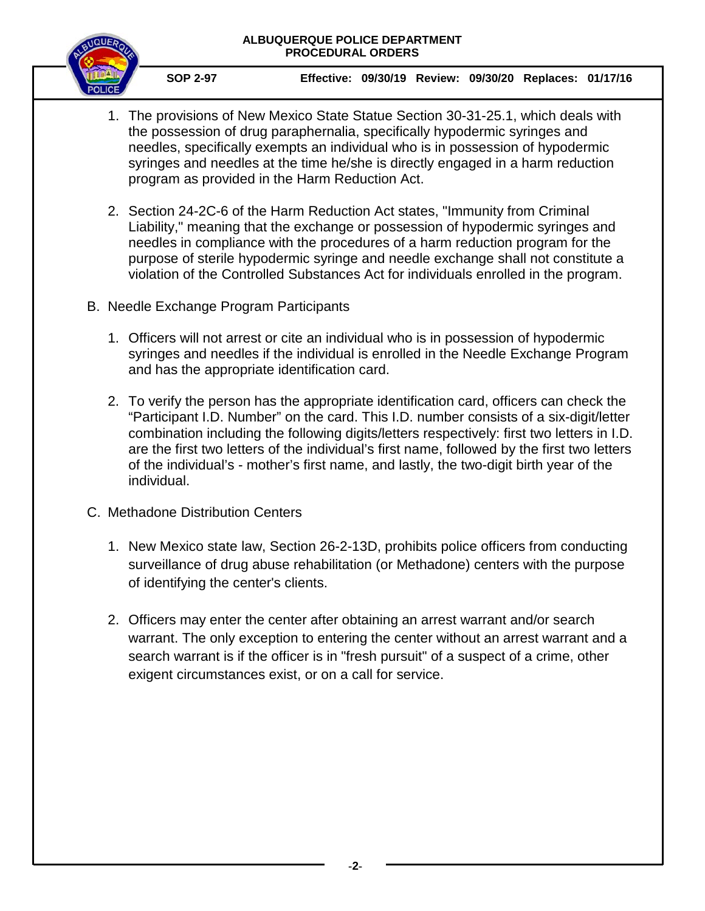1. The provisions of New Mexico State Statue Section 30-31-25.1, which deals with the possession of drug paraphernalia, specifically hypodermic syringes and needles, specifically exempts an individual who is in possession of hypodermic syringes and needles at the time he/she is directly engaged in a harm reduction program as provided in the Harm Reduction Act.

2. Section 24-2C-6 of the Harm Reduction Act states, "Immunity from Criminal Liability," meaning that the exchange or possession of hypodermic syringes and needles in compliance with the procedures of a harm reduction program for the purpose of sterile hypodermic syringe and needle exchange shall not constitute a violation of the Controlled Substances Act for individuals enrolled in the program.

B. Needle Exchange Program Participants

1. Officers will not arrest or cite an individual who is in possession of hypodermic syringes and needles if the individual is enrolled in the Needle Exchange Program and has the appropriate identification card.

2. To verify the person has the appropriate identification card, officers can check the "Participant I.D. Number" on the card. This I.D. number consists of a six-digit/letter combination including the following digits/letters respectively: first two letters in I.D. are the first two letters of the individual's first name, followed by the first two letters of the individual's - mother's first name, and lastly, the two-digit birth year of the individual.

C. Methadone Distribution Centers

1. New Mexico state law, Section 26-2-13D, prohibits police officers from conducting surveillance of drug abuse rehabilitation (or Methadone) centers with the purpose of identifying the center's clients.

2. Officers may enter the center after obtaining an arrest warrant and/or search warrant. The only exception to entering the center without an arrest warrant and a search warrant is if the officer is in "fresh pursuit" of a suspect of a crime, other exigent circumstances exist, or on a call for service.